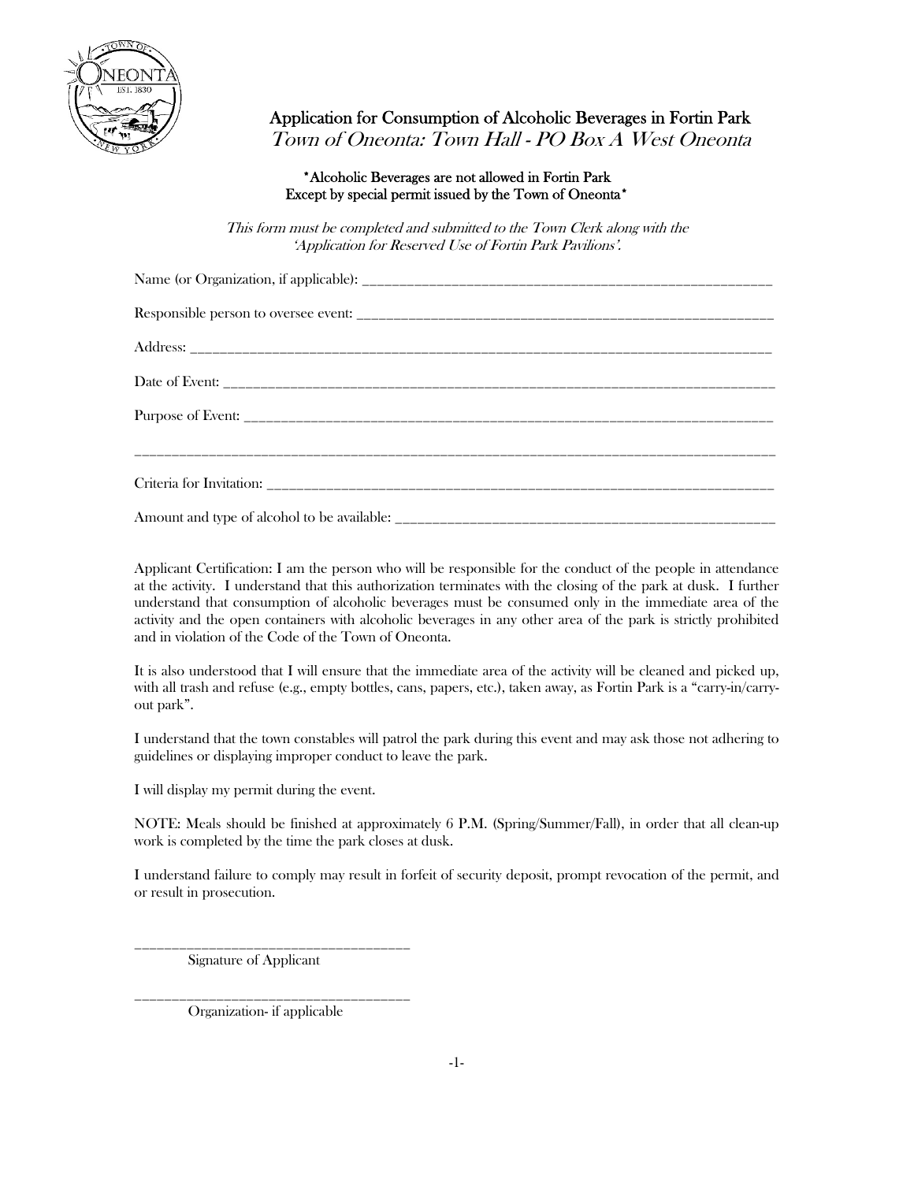# Application for Consumption of Alcoholic Beverages in Fortin Park

*Town of Oneonta: Town Hall - PO Box A West Oneonta*

**\*Alcoholic Beverages are not allowed in Fortin Park**
**Except by special permit issued by the Town of Oneonta\***

*This form must be completed and submitted to the Town Clerk along with the 'Application for Reserved Use of Fortin Park Pavilions'.*

Name (or Organization, if applicable): ____________________________________________________________

Responsible person to oversee event: ____________________________________________________________

Address: ____________________________________________________________________________________

Date of Event: _______________________________________________________________________________

Purpose of Event: ____________________________________________________________________________

_____________________________________________________________________________________________

Criteria for Invitation: _______________________________________________________________________

Amount and type of alcohol to be available: _____________________________________________________

Applicant Certification: I am the person who will be responsible for the conduct of the people in attendance at the activity. I understand that this authorization terminates with the closing of the park at dusk. I further understand that consumption of alcoholic beverages must be consumed only in the immediate area of the activity and the open containers with alcoholic beverages in any other area of the park is strictly prohibited and in violation of the Code of the Town of Oneonta.

It is also understood that I will ensure that the immediate area of the activity will be cleaned and picked up, with all trash and refuse (e.g., empty bottles, cans, papers, etc.), taken away, as Fortin Park is a "carry-in/carry-out park".

I understand that the town constables will patrol the park during this event and may ask those not adhering to guidelines or displaying improper conduct to leave the park.

I will display my permit during the event.

NOTE: Meals should be finished at approximately 6 P.M. (Spring/Summer/Fall), in order that all clean-up work is completed by the time the park closes at dusk.

I understand failure to comply may result in forfeit of security deposit, prompt revocation of the permit, and or result in prosecution.

_______________________________________
Signature of Applicant

_______________________________________
Organization- if applicable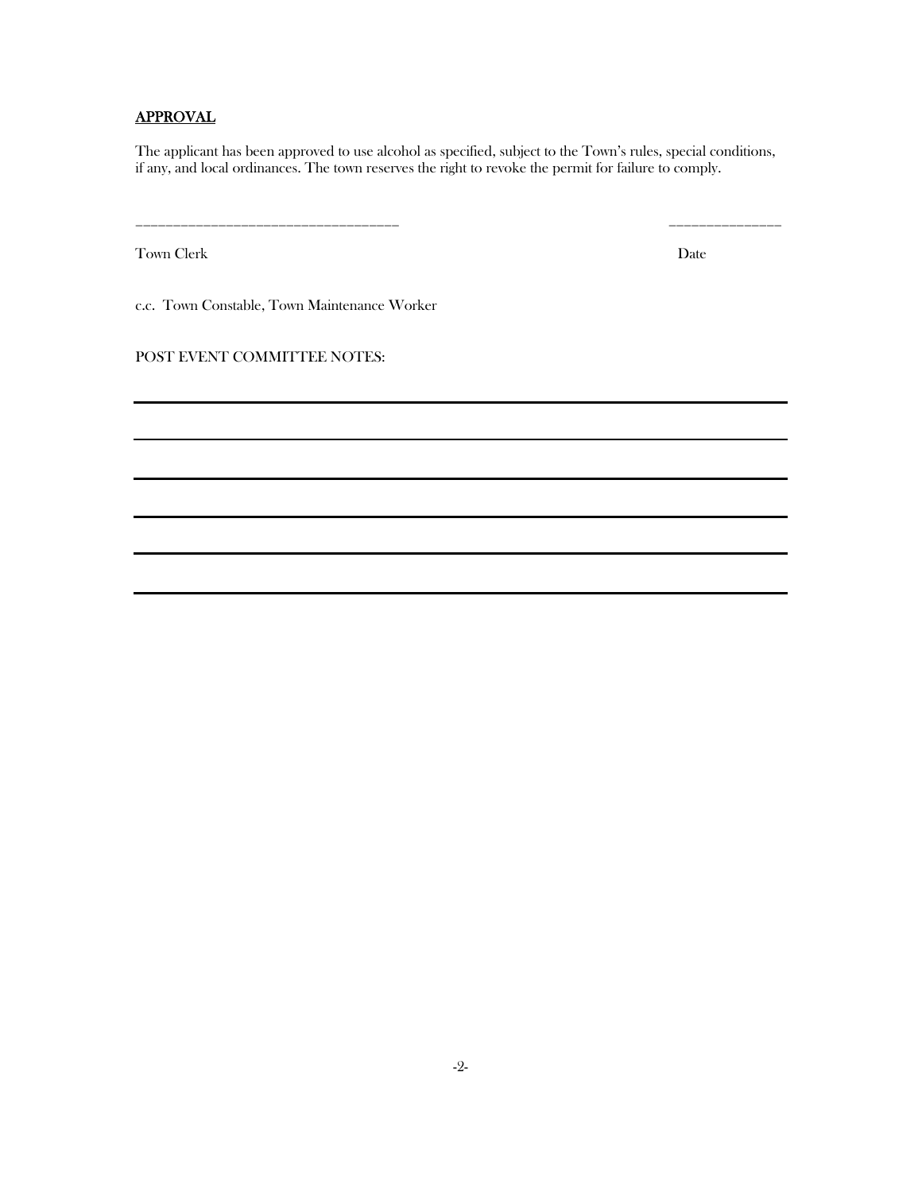## APPROVAL

The applicant has been approved to use alcohol as specified, subject to the Town's rules, special conditions, if any, and local ordinances. The town reserves the right to revoke the permit for failure to comply.

_________________________________ _______________

Town Clerk Date

c.c. Town Constable, Town Maintenance Worker

POST EVENT COMMITTEE NOTES:

___________________________________________________________________________

___________________________________________________________________________

___________________________________________________________________________

___________________________________________________________________________

___________________________________________________________________________

___________________________________________________________________________